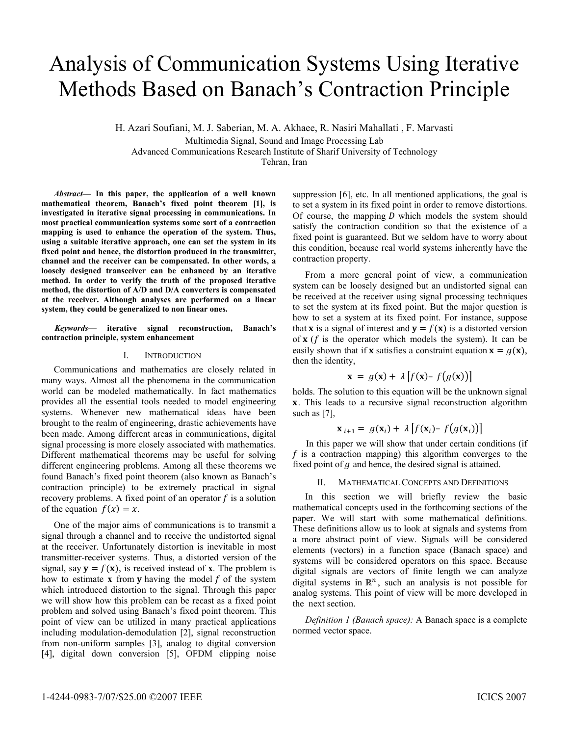# Analysis of Communication Systems Using Iterative Methods Based on Banach's Contraction Principle

H. Azari Soufiani, M. J. Saberian, M. A. Akhaee, R. Nasiri Mahallati , F. Marvasti

Multimedia Signal, Sound and Image Processing Lab

Advanced Communications Research Institute of Sharif University of Technology

Tehran, Iran

***Abstract*— In this paper, the application of a well known mathematical theorem, Banach's fixed point theorem [1], is investigated in iterative signal processing in communications. In most practical communication systems some sort of a contraction mapping is used to enhance the operation of the system. Thus, using a suitable iterative approach, one can set the system in its fixed point and hence, the distortion produced in the transmitter, channel and the receiver can be compensated. In other words, a loosely designed transceiver can be enhanced by an iterative method. In order to verify the truth of the proposed iterative method, the distortion of A/D and D/A converters is compensated at the receiver. Although analyses are performed on a linear system, they could be generalized to non linear ones.**

***Keywords*— iterative signal reconstruction, Banach's contraction principle, system enhancement**

## I. Introduction

Communications and mathematics are closely related in many ways. Almost all the phenomena in the communication world can be modeled mathematically. In fact mathematics provides all the essential tools needed to model engineering systems. Whenever new mathematical ideas have been brought to the realm of engineering, drastic achievements have been made. Among different areas in communications, digital signal processing is more closely associated with mathematics. Different mathematical theorems may be useful for solving different engineering problems. Among all these theorems we found Banach's fixed point theorem (also known as Banach's contraction principle) to be extremely practical in signal recovery problems. A fixed point of an operator $f$ is a solution of the equation $f(x) = x$.

One of the major aims of communications is to transmit a signal through a channel and to receive the undistorted signal at the receiver. Unfortunately distortion is inevitable in most transmitter-receiver systems. Thus, a distorted version of the signal, say $\mathbf{y} = f(\mathbf{x})$, is received instead of $\mathbf{x}$. The problem is how to estimate $\mathbf{x}$ from $\mathbf{y}$ having the model $f$ of the system which introduced distortion to the signal. Through this paper we will show how this problem can be recast as a fixed point problem and solved using Banach's fixed point theorem. This point of view can be utilized in many practical applications including modulation-demodulation [2], signal reconstruction from non-uniform samples [3], analog to digital conversion [4], digital down conversion [5], OFDM clipping noise suppression [6], etc. In all mentioned applications, the goal is to set a system in its fixed point in order to remove distortions. Of course, the mapping $D$ which models the system should satisfy the contraction condition so that the existence of a fixed point is guaranteed. But we seldom have to worry about this condition, because real world systems inherently have the contraction property.

From a more general point of view, a communication system can be loosely designed but an undistorted signal can be received at the receiver using signal processing techniques to set the system at its fixed point. But the major question is how to set a system at its fixed point. For instance, suppose that $\mathbf{x}$ is a signal of interest and $\mathbf{y} = f(\mathbf{x})$ is a distorted version of $\mathbf{x}$ ($f$ is the operator which models the system). It can be easily shown that if $\mathbf{x}$ satisfies a constraint equation $\mathbf{x} = g(\mathbf{x})$, then the identity,

$$\mathbf{x} = g(\mathbf{x}) + \lambda\left[f(\mathbf{x}) - f\big(g(\mathbf{x})\big)\right]$$

holds. The solution to this equation will be the unknown signal $\mathbf{x}$. This leads to a recursive signal reconstruction algorithm such as [7],

$$\mathbf{x}_{i+1} = g(\mathbf{x}_i) + \lambda\left[f(\mathbf{x}_i) - f\big(g(\mathbf{x}_i)\big)\right]$$

In this paper we will show that under certain conditions (if $f$ is a contraction mapping) this algorithm converges to the fixed point of $g$ and hence, the desired signal is attained.

## II. Mathematical Concepts and Definitions

In this section we will briefly review the basic mathematical concepts used in the forthcoming sections of the paper. We will start with some mathematical definitions. These definitions allow us to look at signals and systems from a more abstract point of view. Signals will be considered elements (vectors) in a function space (Banach space) and systems will be considered operators on this space. Because digital signals are vectors of finite length we can analyze digital systems in $\mathbb{R}^n$, such an analysis is not possible for analog systems. This point of view will be more developed in the next section.

*Definition 1 (Banach space):* A Banach space is a complete normed vector space.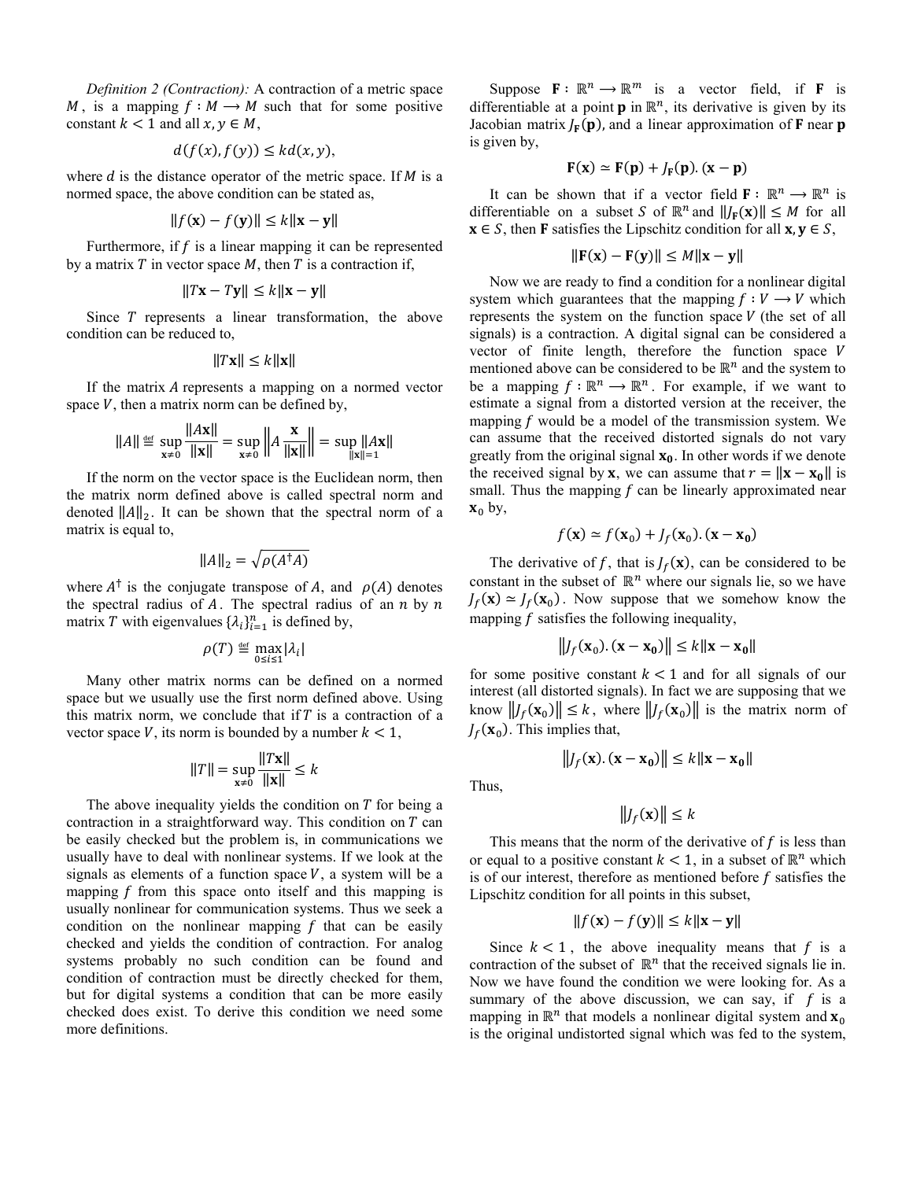*Definition 2 (Contraction):* A contraction of a metric space $M$, is a mapping $f : M \longrightarrow M$ such that for some positive constant $k < 1$ and all $x, y \in M$,

$$d(f(x), f(y)) \leq kd(x, y),$$

where $d$ is the distance operator of the metric space. If $M$ is a normed space, the above condition can be stated as,

$$\|f(\mathbf{x}) - f(\mathbf{y})\| \leq k\|\mathbf{x} - \mathbf{y}\|$$

Furthermore, if $f$ is a linear mapping it can be represented by a matrix $T$ in vector space $M$, then $T$ is a contraction if,

$$\|T\mathbf{x} - T\mathbf{y}\| \leq k\|\mathbf{x} - \mathbf{y}\|$$

Since $T$ represents a linear transformation, the above condition can be reduced to,

$$\|T\mathbf{x}\| \leq k\|\mathbf{x}\|$$

If the matrix $A$ represents a mapping on a normed vector space $V$, then a matrix norm can be defined by,

$$\|A\| \stackrel{\text{def}}{=} \sup_{\mathbf{x} \neq 0} \frac{\|A\mathbf{x}\|}{\|\mathbf{x}\|} = \sup_{\mathbf{x} \neq 0} \left\| A \frac{\mathbf{x}}{\|\mathbf{x}\|} \right\| = \sup_{\|\mathbf{x}\|=1} \|A\mathbf{x}\|$$

If the norm on the vector space is the Euclidean norm, then the matrix norm defined above is called spectral norm and denoted $\|A\|_2$. It can be shown that the spectral norm of a matrix is equal to,

$$\|A\|_2 = \sqrt{\rho(A^{\dagger}A)}$$

where $A^{\dagger}$ is the conjugate transpose of $A$, and $\rho(A)$ denotes the spectral radius of $A$. The spectral radius of an $n$ by $n$ matrix $T$ with eigenvalues $\{\lambda_i\}_{i=1}^{n}$ is defined by,

$$\rho(T) \stackrel{\text{def}}{=} \max_{0 \leq i \leq 1} |\lambda_i|$$

Many other matrix norms can be defined on a normed space but we usually use the first norm defined above. Using this matrix norm, we conclude that if $T$ is a contraction of a vector space $V$, its norm is bounded by a number $k < 1$,

$$\|T\| = \sup_{\mathbf{x} \neq 0} \frac{\|T\mathbf{x}\|}{\|\mathbf{x}\|} \leq k$$

The above inequality yields the condition on $T$ for being a contraction in a straightforward way. This condition on $T$ can be easily checked but the problem is, in communications we usually have to deal with nonlinear systems. If we look at the signals as elements of a function space $V$, a system will be a mapping $f$ from this space onto itself and this mapping is usually nonlinear for communication systems. Thus we seek a condition on the nonlinear mapping $f$ that can be easily checked and yields the condition of contraction. For analog systems probably no such condition can be found and condition of contraction must be directly checked for them, but for digital systems a condition that can be more easily checked does exist. To derive this condition we need some more definitions.

Suppose $\mathbf{F} : \mathbb{R}^n \longrightarrow \mathbb{R}^m$ is a vector field, if $\mathbf{F}$ is differentiable at a point $\mathbf{p}$ in $\mathbb{R}^n$, its derivative is given by its Jacobian matrix $J_{\mathbf{F}}(\mathbf{p})$, and a linear approximation of $\mathbf{F}$ near $\mathbf{p}$ is given by,

$$\mathbf{F}(\mathbf{x}) \simeq \mathbf{F}(\mathbf{p}) + J_{\mathbf{F}}(\mathbf{p}).(\mathbf{x} - \mathbf{p})$$

It can be shown that if a vector field $\mathbf{F} : \mathbb{R}^n \longrightarrow \mathbb{R}^n$ is differentiable on a subset $S$ of $\mathbb{R}^n$ and $\|J_{\mathbf{F}}(\mathbf{x})\| \leq M$ for all $\mathbf{x} \in S$, then $\mathbf{F}$ satisfies the Lipschitz condition for all $\mathbf{x}, \mathbf{y} \in S$,

$$\|\mathbf{F}(\mathbf{x}) - \mathbf{F}(\mathbf{y})\| \leq M\|\mathbf{x} - \mathbf{y}\|$$

Now we are ready to find a condition for a nonlinear digital system which guarantees that the mapping $f : V \longrightarrow V$ which represents the system on the function space $V$ (the set of all signals) is a contraction. A digital signal can be considered a vector of finite length, therefore the function space $V$ mentioned above can be considered to be $\mathbb{R}^n$ and the system to be a mapping $f : \mathbb{R}^n \longrightarrow \mathbb{R}^n$. For example, if we want to estimate a signal from a distorted version at the receiver, the mapping $f$ would be a model of the transmission system. We can assume that the received distorted signals do not vary greatly from the original signal $\mathbf{x_0}$. In other words if we denote the received signal by $\mathbf{x}$, we can assume that $r = \|\mathbf{x} - \mathbf{x_0}\|$ is small. Thus the mapping $f$ can be linearly approximated near $\mathbf{x}_0$ by,

$$f(\mathbf{x}) \simeq f(\mathbf{x}_0) + J_f(\mathbf{x}_0).(\mathbf{x} - \mathbf{x_0})$$

The derivative of $f$, that is $J_f(\mathbf{x})$, can be considered to be constant in the subset of $\mathbb{R}^n$ where our signals lie, so we have $J_f(\mathbf{x}) \simeq J_f(\mathbf{x}_0)$. Now suppose that we somehow know the mapping $f$ satisfies the following inequality,

$$\left\|J_f(\mathbf{x}_0).(\mathbf{x} - \mathbf{x_0})\right\| \leq k\|\mathbf{x} - \mathbf{x_0}\|$$

for some positive constant $k < 1$ and for all signals of our interest (all distorted signals). In fact we are supposing that we know $\left\|J_f(\mathbf{x}_0)\right\| \leq k$, where $\left\|J_f(\mathbf{x}_0)\right\|$ is the matrix norm of $J_f(\mathbf{x}_0)$. This implies that,

$$\left\|J_f(\mathbf{x}).(\mathbf{x} - \mathbf{x_0})\right\| \leq k\|\mathbf{x} - \mathbf{x_0}\|$$

Thus,

$$\left\|J_f(\mathbf{x})\right\| \leq k$$

This means that the norm of the derivative of $f$ is less than or equal to a positive constant $k < 1$, in a subset of $\mathbb{R}^n$ which is of our interest, therefore as mentioned before $f$ satisfies the Lipschitz condition for all points in this subset,

$$\|f(\mathbf{x}) - f(\mathbf{y})\| \leq k\|\mathbf{x} - \mathbf{y}\|$$

Since $k < 1$, the above inequality means that $f$ is a contraction of the subset of $\mathbb{R}^n$ that the received signals lie in. Now we have found the condition we were looking for. As a summary of the above discussion, we can say, if $f$ is a mapping in $\mathbb{R}^n$ that models a nonlinear digital system and $\mathbf{x}_0$ is the original undistorted signal which was fed to the system,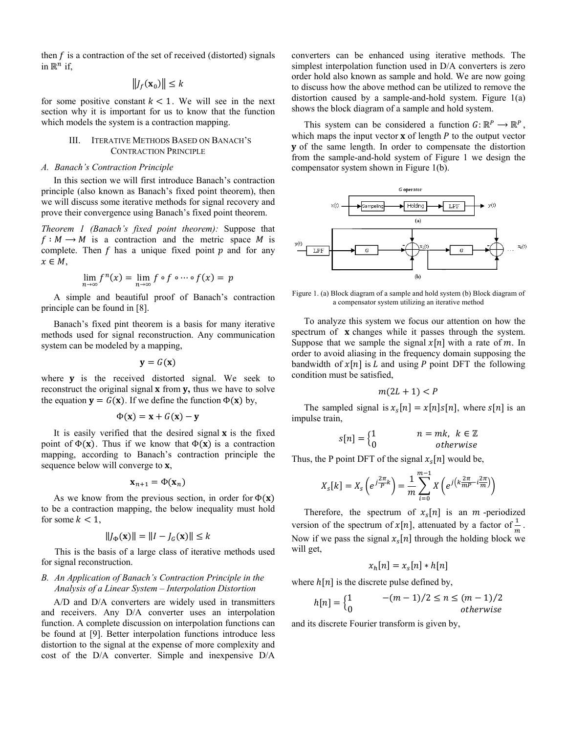then $f$ is a contraction of the set of received (distorted) signals in $\mathbb{R}^n$ if,

$$\|J_f(\mathbf{x}_0)\| \le k$$

for some positive constant $k < 1$. We will see in the next section why it is important for us to know that the function which models the system is a contraction mapping.

## III. Iterative Methods Based on Banach's Contraction Principle

### A. Banach's Contraction Principle

In this section we will first introduce Banach's contraction principle (also known as Banach's fixed point theorem), then we will discuss some iterative methods for signal recovery and prove their convergence using Banach's fixed point theorem.

*Theorem 1 (Banach's fixed point theorem):* Suppose that $f : M \longrightarrow M$ is a contraction and the metric space $M$ is complete. Then $f$ has a unique fixed point $p$ and for any $x \in M$,

$$\lim_{n\to\infty} f^n(x) = \lim_{n\to\infty} f \circ f \circ \cdots \circ f(x) = p$$

A simple and beautiful proof of Banach's contraction principle can be found in [8].

Banach's fixed pint theorem is a basis for many iterative methods used for signal reconstruction. Any communication system can be modeled by a mapping,

$$\mathbf{y} = G(\mathbf{x})$$

where $\mathbf{y}$ is the received distorted signal. We seek to reconstruct the original signal $\mathbf{x}$ from $\mathbf{y}$, thus we have to solve the equation $\mathbf{y} = G(\mathbf{x})$. If we define the function $\Phi(\mathbf{x})$ by,

$$\Phi(\mathbf{x}) = \mathbf{x} + G(\mathbf{x}) - \mathbf{y}$$

It is easily verified that the desired signal $\mathbf{x}$ is the fixed point of $\Phi(\mathbf{x})$. Thus if we know that $\Phi(\mathbf{x})$ is a contraction mapping, according to Banach's contraction principle the sequence below will converge to $\mathbf{x}$,

$$\mathbf{x}_{n+1} = \Phi(\mathbf{x}_n)$$

As we know from the previous section, in order for $\Phi(\mathbf{x})$ to be a contraction mapping, the below inequality must hold for some $k < 1$,

$$\|J_\Phi(\mathbf{x})\| = \|I - J_G(\mathbf{x})\| \le k$$

This is the basis of a large class of iterative methods used for signal reconstruction.

### B. An Application of Banach's Contraction Principle in the Analysis of a Linear System – Interpolation Distortion

A/D and D/A converters are widely used in transmitters and receivers. Any D/A converter uses an interpolation function. A complete discussion on interpolation functions can be found at [9]. Better interpolation functions introduce less distortion to the signal at the expense of more complexity and cost of the D/A converter. Simple and inexpensive D/A converters can be enhanced using iterative methods. The simplest interpolation function used in D/A converters is zero order hold also known as sample and hold. We are now going to discuss how the above method can be utilized to remove the distortion caused by a sample-and-hold system. Figure 1(a) shows the block diagram of a sample and hold system.

This system can be considered a function $G: \mathbb{R}^P \longrightarrow \mathbb{R}^P$, which maps the input vector $\mathbf{x}$ of length $P$ to the output vector $\mathbf{y}$ of the same length. In order to compensate the distortion from the sample-and-hold system of Figure 1 we design the compensator system shown in Figure 1(b).

Figure 1. (a) Block diagram of a sample and hold system (b) Block diagram of a compensator system utilizing an iterative method

To analyze this system we focus our attention on how the spectrum of $\mathbf{x}$ changes while it passes through the system. Suppose that we sample the signal $x[n]$ with a rate of $m$. In order to avoid aliasing in the frequency domain supposing the bandwidth of $x[n]$ is $L$ and using $P$ point DFT the following condition must be satisfied,

$$m(2L + 1) < P$$

The sampled signal is $x_s[n] = x[n]s[n]$, where $s[n]$ is an impulse train,

$$s[n] = \begin{cases} 1 & n = mk,\ k \in \mathbb{Z} \\ 0 & otherwise \end{cases}$$

Thus, the P point DFT of the signal $x_s[n]$ would be,

$$X_s[k] = X_s\left(e^{j\frac{2\pi}{P}k}\right) = \frac{1}{m}\sum_{i=0}^{m-1} X\left(e^{j\left(k\frac{2\pi}{mP} - i\frac{2\pi}{m}\right)}\right)$$

Therefore, the spectrum of $x_s[n]$ is an $m$-periodized version of the spectrum of $x[n]$, attenuated by a factor of $\frac{1}{m}$. Now if we pass the signal $x_s[n]$ through the holding block we will get,

$$x_h[n] = x_s[n] * h[n]$$

where $h[n]$ is the discrete pulse defined by,

$$h[n] = \begin{cases} 1 & -(m-1)/2 \le n \le (m-1)/2 \\ 0 & otherwise \end{cases}$$

and its discrete Fourier transform is given by,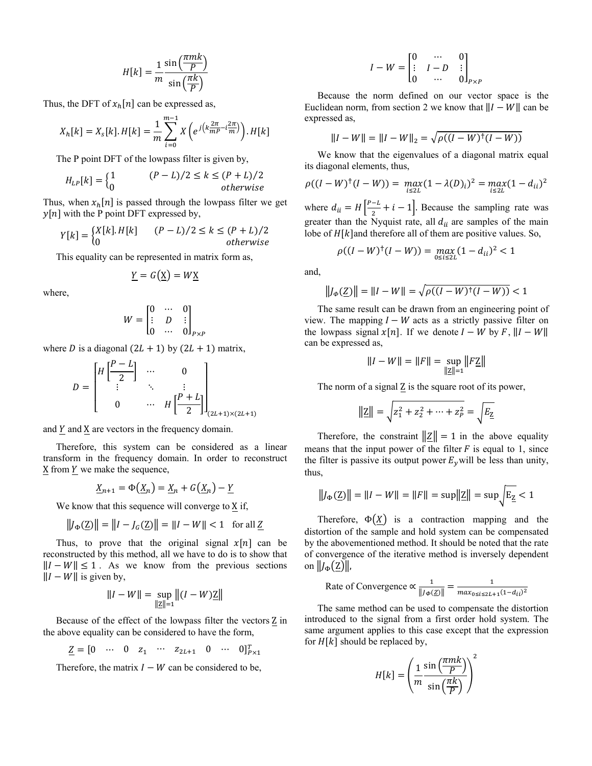$$H[k] = \frac{1}{m}\frac{\sin\left(\frac{\pi mk}{P}\right)}{\sin\left(\frac{\pi k}{P}\right)}$$

Thus, the DFT of $x_h[n]$ can be expressed as,

$$X_h[k] = X_s[k].H[k] = \frac{1}{m}\sum_{i=0}^{m-1} X\left(e^{j\left(k\frac{2\pi}{mP} - i\frac{2\pi}{m}\right)}\right).H[k]$$

The P point DFT of the lowpass filter is given by,

$$H_{LP}[k] = \begin{cases} 1 & (P-L)/2 \le k \le (P+L)/2 \\ 0 & otherwise \end{cases}$$

Thus, when $x_h[n]$ is passed through the lowpass filter we get $y[n]$ with the P point DFT expressed by,

$$Y[k] = \begin{cases} X[k].H[k] & (P-L)/2 \le k \le (P+L)/2 \\ 0 & otherwise \end{cases}$$

This equality can be represented in matrix form as,

$$\underline{Y} = G(\underline{X}) = W\underline{X}$$

where,

$$W = \begin{bmatrix} 0 & \cdots & 0 \\ \vdots & D & \vdots \\ 0 & \cdots & 0 \end{bmatrix}_{P\times P}$$

where $D$ is a diagonal $(2L+1)$ by $(2L+1)$ matrix,

$$D = \begin{bmatrix} H\left[\frac{P-L}{2}\right] & \cdots & 0 \\ \vdots & \ddots & \vdots \\ 0 & \cdots & H\left[\frac{P+L}{2}\right] \end{bmatrix}_{(2L+1)\times(2L+1)}$$

and $\underline{Y}$ and $\underline{X}$ are vectors in the frequency domain.

Therefore, this system can be considered as a linear transform in the frequency domain. In order to reconstruct $\underline{X}$ from $\underline{Y}$ we make the sequence,

$$\underline{X}_{n+1} = \Phi(\underline{X}_n) = \underline{X}_n + G(\underline{X}_n) - \underline{Y}$$

We know that this sequence will converge to $\underline{X}$ if,

$$\|J_\Phi(\underline{Z})\| = \|I - J_G(\underline{Z})\| = \|I - W\| < 1 \quad \text{for all } \underline{Z}$$

Thus, to prove that the original signal $x[n]$ can be reconstructed by this method, all we have to do is to show that $\|I - W\| \le 1$ . As we know from the previous sections $\|I - W\|$ is given by,

$$\|I - W\| = \sup_{\|\underline{Z}\|=1} \|(I - W)\underline{Z}\|$$

Because of the effect of the lowpass filter the vectors $\underline{Z}$ in the above equality can be considered to have the form,

$$\underline{Z} = [0 \quad \cdots \quad 0 \quad z_1 \quad \cdots \quad z_{2L+1} \quad 0 \quad \cdots \quad 0]^T_{P\times 1}$$

Therefore, the matrix $I - W$ can be considered to be,

$$I - W = \begin{bmatrix} 0 & \cdots & 0 \\ \vdots & I-D & \vdots \\ 0 & \cdots & 0 \end{bmatrix}_{P\times P}$$

Because the norm defined on our vector space is the Euclidean norm, from section 2 we know that $\|I - W\|$ can be expressed as,

$$\|I - W\| = \|I - W\|_2 = \sqrt{\rho((I-W)^\dagger(I-W))}$$

We know that the eigenvalues of a diagonal matrix equal its diagonal elements, thus,

$$\rho((I-W)^\dagger(I-W)) = \max_{i\le 2L}(1 - \lambda(D)_i)^2 = \max_{i\le 2L}(1 - d_{ii})^2$$

where $d_{ii} = H\left[\frac{P-L}{2} + i - 1\right]$. Because the sampling rate was greater than the Nyquist rate, all $d_{ii}$ are samples of the main lobe of $H[k]$and therefore all of them are positive values. So,

$$\rho((I-W)^\dagger(I-W)) = \max_{0\le i\le 2L}(1 - d_{ii})^2 < 1$$

and,

$$\|J_\Phi(\underline{Z})\| = \|I - W\| = \sqrt{\rho((I-W)^\dagger(I-W))} < 1$$

The same result can be drawn from an engineering point of view. The mapping $I - W$ acts as a strictly passive filter on the lowpass signal $x[n]$. If we denote $I - W$ by $F$, $\|I - W\|$ can be expressed as,

$$\|I - W\| = \|F\| = \sup_{\|\underline{Z}\|=1} \|F\underline{Z}\|$$

The norm of a signal $\underline{Z}$ is the square root of its power,

$$\|\underline{Z}\| = \sqrt{z_1^2 + z_2^2 + \cdots + z_P^2} = \sqrt{E_{\underline{Z}}}$$

Therefore, the constraint $\|\underline{Z}\| = 1$ in the above equality means that the input power of the filter $F$ is equal to 1, since the filter is passive its output power $E_y$will be less than unity, thus,

$$\|J_\Phi(\underline{Z})\| = \|I - W\| = \|F\| = \sup\|\underline{Z}\| = \sup\sqrt{E_{\underline{Z}}} < 1$$

Therefore, $\Phi(\underline{X})$ is a contraction mapping and the distortion of the sample and hold system can be compensated by the abovementioned method. It should be noted that the rate of convergence of the iterative method is inversely dependent on $\|J_\Phi(\underline{Z})\|$,

$$\text{Rate of Convergence} \propto \frac{1}{\|J_\Phi(\underline{Z})\|} = \frac{1}{\max_{0\le i\le 2L+1}(1 - d_{ii})^2}$$

The same method can be used to compensate the distortion introduced to the signal from a first order hold system. The same argument applies to this case except that the expression for $H[k]$ should be replaced by,

$$H[k] = \left(\frac{1}{m}\frac{\sin\left(\frac{\pi mk}{P}\right)}{\sin\left(\frac{\pi k}{P}\right)}\right)^2$$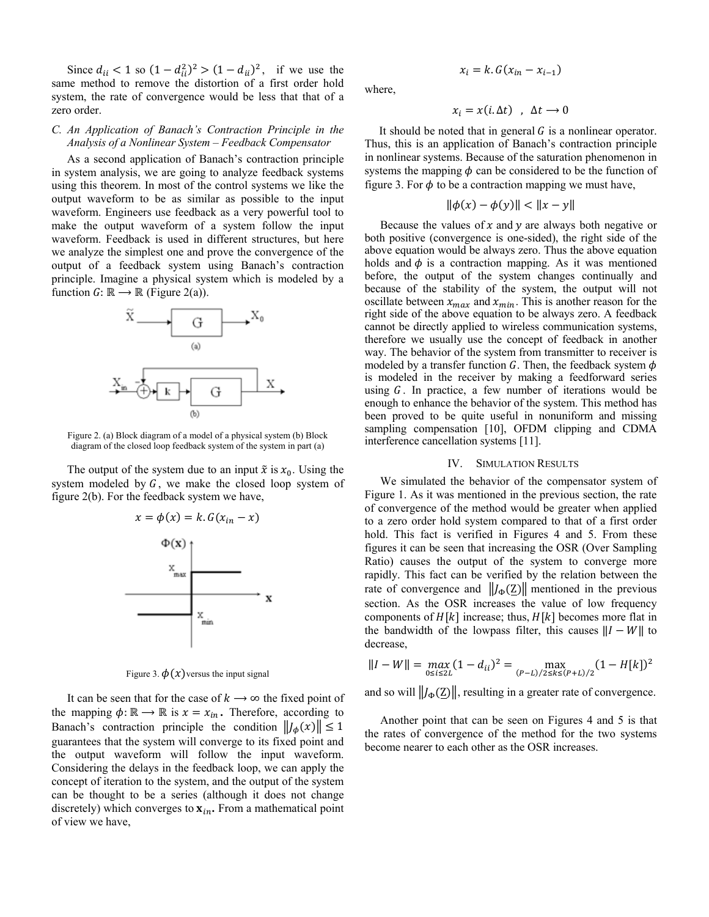Since $d_{ii} < 1$ so $(1 - d_{ii}^2)^2 > (1 - d_{ii})^2$, if we use the same method to remove the distortion of a first order hold system, the rate of convergence would be less that that of a zero order.

### C. An Application of Banach's Contraction Principle in the Analysis of a Nonlinear System – Feedback Compensator

As a second application of Banach's contraction principle in system analysis, we are going to analyze feedback systems using this theorem. In most of the control systems we like the output waveform to be as similar as possible to the input waveform. Engineers use feedback as a very powerful tool to make the output waveform of a system follow the input waveform. Feedback is used in different structures, but here we analyze the simplest one and prove the convergence of the output of a feedback system using Banach's contraction principle. Imagine a physical system which is modeled by a function $G: \mathbb{R} \longrightarrow \mathbb{R}$ (Figure 2(a)).

Figure 2. (a) Block diagram of a model of a physical system (b) Block diagram of the closed loop feedback system of the system in part (a)

The output of the system due to an input $\tilde{x}$ is $x_0$. Using the system modeled by $G$, we make the closed loop system of figure 2(b). For the feedback system we have,

$$x = \phi(x) = k.G(x_{in} - x)$$

Figure 3. $\phi(x)$ versus the input signal

It can be seen that for the case of $k \longrightarrow \infty$ the fixed point of the mapping $\phi: \mathbb{R} \longrightarrow \mathbb{R}$ is $x = x_{in}$. Therefore, according to Banach's contraction principle the condition $\|J_\phi(x)\| \leq 1$ guarantees that the system will converge to its fixed point and the output waveform will follow the input waveform. Considering the delays in the feedback loop, we can apply the concept of iteration to the system, and the output of the system can be thought to be a series (although it does not change discretely) which converges to $\mathbf{x}_{in}$. From a mathematical point of view we have,

$$x_i = k.G(x_{in} - x_{i-1})$$

where,

$$x_i = x(i.\Delta t) \quad , \quad \Delta t \longrightarrow 0$$

It should be noted that in general $G$ is a nonlinear operator. Thus, this is an application of Banach's contraction principle in nonlinear systems. Because of the saturation phenomenon in systems the mapping $\phi$ can be considered to be the function of figure 3. For $\phi$ to be a contraction mapping we must have,

$$\|\phi(x) - \phi(y)\| < \|x - y\|$$

Because the values of $x$ and $y$ are always both negative or both positive (convergence is one-sided), the right side of the above equation would be always zero. Thus the above equation holds and $\phi$ is a contraction mapping. As it was mentioned before, the output of the system changes continually and because of the stability of the system, the output will not oscillate between $x_{max}$ and $x_{min}$. This is another reason for the right side of the above equation to be always zero. A feedback cannot be directly applied to wireless communication systems, therefore we usually use the concept of feedback in another way. The behavior of the system from transmitter to receiver is modeled by a transfer function $G$. Then, the feedback system $\phi$ is modeled in the receiver by making a feedforward series using $G$. In practice, a few number of iterations would be enough to enhance the behavior of the system. This method has been proved to be quite useful in nonuniform and missing sampling compensation [10], OFDM clipping and CDMA interference cancellation systems [11].

## IV. Simulation Results

We simulated the behavior of the compensator system of Figure 1. As it was mentioned in the previous section, the rate of convergence of the method would be greater when applied to a zero order hold system compared to that of a first order hold. This fact is verified in Figures 4 and 5. From these figures it can be seen that increasing the OSR (Over Sampling Ratio) causes the output of the system to converge more rapidly. This fact can be verified by the relation between the rate of convergence and $\|J_\Phi(\underline{Z})\|$ mentioned in the previous section. As the OSR increases the value of low frequency components of $H[k]$ increase; thus, $H[k]$ becomes more flat in the bandwidth of the lowpass filter, this causes $\|I - W\|$ to decrease,

$$\|I - W\| = \max_{0 \leq i \leq 2L} (1 - d_{ii})^2 = \max_{(P-L)/2 \leq k \leq (P+L)/2} (1 - H[k])^2$$

and so will $\|J_\Phi(\underline{Z})\|$, resulting in a greater rate of convergence.

Another point that can be seen on Figures 4 and 5 is that the rates of convergence of the method for the two systems become nearer to each other as the OSR increases.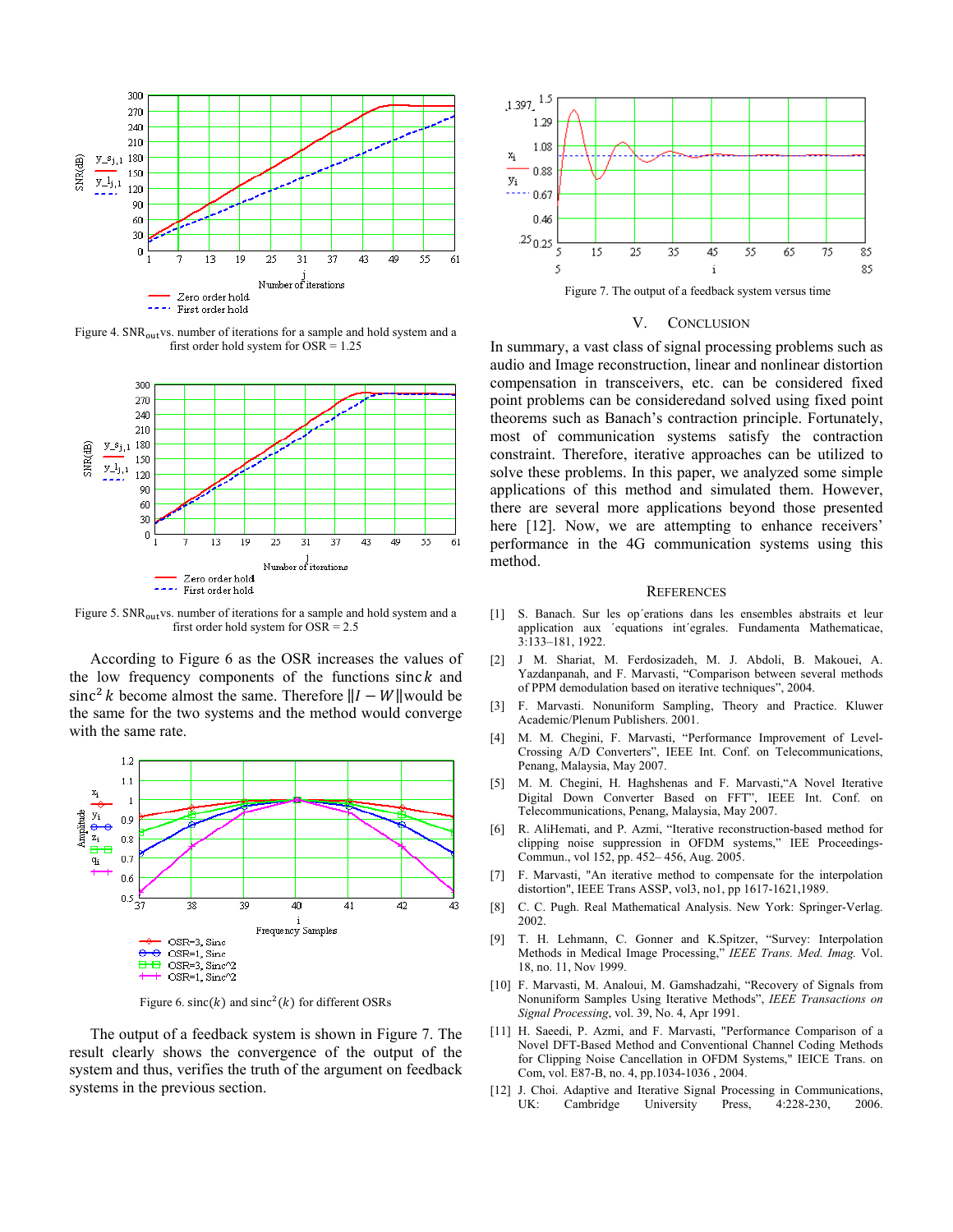300
270
240
210
180
150
120
90
60
30
0

SNR(dB)

y_s_{j,1}

y_l_{j,1}

1 7 13 19 25 31 37 43 49 55 61

j

Number of iterations

Zero order hold

First order hold

Figure 4. $SNR_{out}$ vs. number of iterations for a sample and hold system and a first order hold system for OSR = 1.25

300
270
240
210
180
150
120
90
60
30
0

SNR(dB)

y_s_{j,1}

y_l_{j,1}

1 7 13 19 25 31 37 43 49 55 61

j

Number of iterations

Zero order hold

First order hold

Figure 5. $SNR_{out}$ vs. number of iterations for a sample and hold system and a first order hold system for OSR = 2.5

According to Figure 6 as the OSR increases the values of the low frequency components of the functions $\operatorname{sinc} k$ and $\operatorname{sinc}^2 k$ become almost the same. Therefore $\|I - W\|$ would be the same for the two systems and the method would converge with the same rate.

1.2
1.1
1
0.9
0.8
0.7
0.6
0.5

Amplitude

$x_i$

$y_i$

$z_i$

$q_i$

37 38 39 40 41 42 43

i

Frequency Samples

OSR=3, Sinc

OSR=1, Sinc

OSR=3, Sinc^2

OSR=1, Sinc^2

Figure 6. $\operatorname{sinc}(k)$ and $\operatorname{sinc}^2(k)$ for different OSRs

The output of a feedback system is shown in Figure 7. The result clearly shows the convergence of the output of the system and thus, verifies the truth of the argument on feedback systems in the previous section.

1.397 1.5
1.29
1.08
0.88
0.67
0.46
.25 0.25

$x_i$

$y_i$

5 15 25 35 45 55 65 75 85

5 i 85

Figure 7. The output of a feedback system versus time

## V. Conclusion

In summary, a vast class of signal processing problems such as audio and Image reconstruction, linear and nonlinear distortion compensation in transceivers, etc. can be considered fixed point problems can be consideredand solved using fixed point theorems such as Banach's contraction principle. Fortunately, most of communication systems satisfy the contraction constraint. Therefore, iterative approaches can be utilized to solve these problems. In this paper, we analyzed some simple applications of this method and simulated them. However, there are several more applications beyond those presented here [12]. Now, we are attempting to enhance receivers' performance in the 4G communication systems using this method.

## References

[1] S. Banach. Sur les op´erations dans les ensembles abstraits et leur application aux ´equations int´egrales. Fundamenta Mathematicae, 3:133–181, 1922.

[2] J M. Shariat, M. Ferdosizadeh, M. J. Abdoli, B. Makouei, A. Yazdanpanah, and F. Marvasti, "Comparison between several methods of PPM demodulation based on iterative techniques", 2004.

[3] F. Marvasti. Nonuniform Sampling, Theory and Practice. Kluwer Academic/Plenum Publishers. 2001.

[4] M. M. Chegini, F. Marvasti, "Performance Improvement of Level-Crossing A/D Converters", IEEE Int. Conf. on Telecommunications, Penang, Malaysia, May 2007.

[5] M. M. Chegini, H. Haghshenas and F. Marvasti,"A Novel Iterative Digital Down Converter Based on FFT", IEEE Int. Conf. on Telecommunications, Penang, Malaysia, May 2007.

[6] R. AliHemati, and P. Azmi, "Iterative reconstruction-based method for clipping noise suppression in OFDM systems," IEE Proceedings-Commun., vol 152, pp. 452– 456, Aug. 2005.

[7] F. Marvasti, "An iterative method to compensate for the interpolation distortion", IEEE Trans ASSP, vol3, no1, pp 1617-1621,1989.

[8] C. C. Pugh. Real Mathematical Analysis. New York: Springer-Verlag. 2002.

[9] T. H. Lehmann, C. Gonner and K.Spitzer, "Survey: Interpolation Methods in Medical Image Processing," *IEEE Trans. Med. Imag.* Vol. 18, no. 11, Nov 1999.

[10] F. Marvasti, M. Analoui, M. Gamshadzahi, "Recovery of Signals from Nonuniform Samples Using Iterative Methods", *IEEE Transactions on Signal Processing*, vol. 39, No. 4, Apr 1991.

[11] H. Saeedi, P. Azmi, and F. Marvasti, "Performance Comparison of a Novel DFT-Based Method and Conventional Channel Coding Methods for Clipping Noise Cancellation in OFDM Systems," IEICE Trans. on Com, vol. E87-B, no. 4, pp.1034-1036 , 2004.

[12] J. Choi. Adaptive and Iterative Signal Processing in Communications, UK: Cambridge University Press, 4:228-230, 2006.